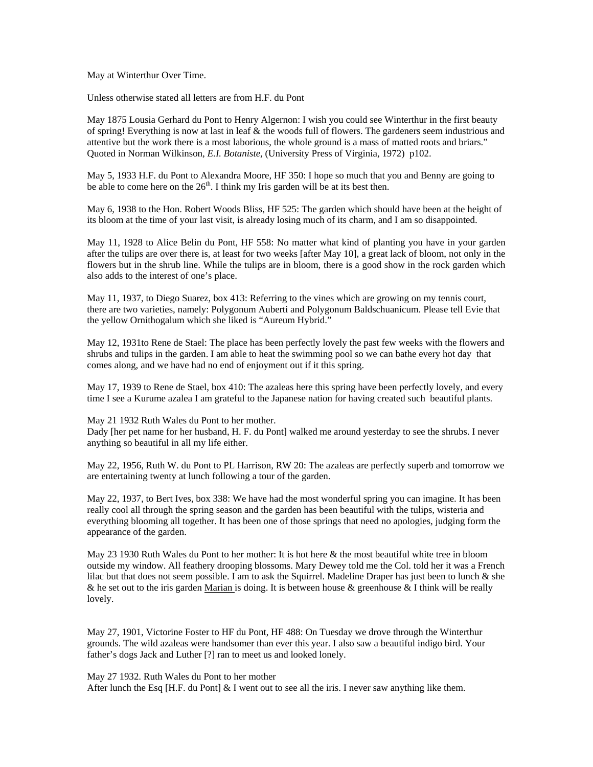May at Winterthur Over Time.

Unless otherwise stated all letters are from H.F. du Pont

May 1875 Lousia Gerhard du Pont to Henry Algernon: I wish you could see Winterthur in the first beauty of spring! Everything is now at last in leaf & the woods full of flowers. The gardeners seem industrious and attentive but the work there is a most laborious, the whole ground is a mass of matted roots and briars." Quoted in Norman Wilkinson, *E.I. Botaniste*, (University Press of Virginia, 1972) p102.

May 5, 1933 H.F. du Pont to Alexandra Moore, HF 350: I hope so much that you and Benny are going to be able to come here on the 26th. I think my Iris garden will be at its best then.

May 6, 1938 to the Hon. Robert Woods Bliss, HF 525: The garden which should have been at the height of its bloom at the time of your last visit, is already losing much of its charm, and I am so disappointed.

May 11, 1928 to Alice Belin du Pont, HF 558: No matter what kind of planting you have in your garden after the tulips are over there is, at least for two weeks [after May 10], a great lack of bloom, not only in the flowers but in the shrub line. While the tulips are in bloom, there is a good show in the rock garden which also adds to the interest of one's place.

May 11, 1937, to Diego Suarez, box 413: Referring to the vines which are growing on my tennis court, there are two varieties, namely: Polygonum Auberti and Polygonum Baldschuanicum. Please tell Evie that the yellow Ornithogalum which she liked is "Aureum Hybrid."

May 12, 1931to Rene de Stael: The place has been perfectly lovely the past few weeks with the flowers and shrubs and tulips in the garden. I am able to heat the swimming pool so we can bathe every hot day that comes along, and we have had no end of enjoyment out if it this spring.

May 17, 1939 to Rene de Stael, box 410: The azaleas here this spring have been perfectly lovely, and every time I see a Kurume azalea I am grateful to the Japanese nation for having created such beautiful plants.

May 21 1932 Ruth Wales du Pont to her mother.
Dady [her pet name for her husband, H. F. du Pont] walked me around yesterday to see the shrubs. I never anything so beautiful in all my life either.

May 22, 1956, Ruth W. du Pont to PL Harrison, RW 20: The azaleas are perfectly superb and tomorrow we are entertaining twenty at lunch following a tour of the garden.

May 22, 1937, to Bert Ives, box 338: We have had the most wonderful spring you can imagine. It has been really cool all through the spring season and the garden has been beautiful with the tulips, wisteria and everything blooming all together. It has been one of those springs that need no apologies, judging form the appearance of the garden.

May 23 1930 Ruth Wales du Pont to her mother: It is hot here & the most beautiful white tree in bloom outside my window. All feathery drooping blossoms. Mary Dewey told me the Col. told her it was a French lilac but that does not seem possible. I am to ask the Squirrel. Madeline Draper has just been to lunch & she & he set out to the iris garden Marian is doing. It is between house & greenhouse & I think will be really lovely.

May 27, 1901, Victorine Foster to HF du Pont, HF 488: On Tuesday we drove through the Winterthur grounds. The wild azaleas were handsomer than ever this year. I also saw a beautiful indigo bird. Your father's dogs Jack and Luther [?] ran to meet us and looked lonely.

May 27 1932. Ruth Wales du Pont to her mother
After lunch the Esq [H.F. du Pont] & I went out to see all the iris. I never saw anything like them.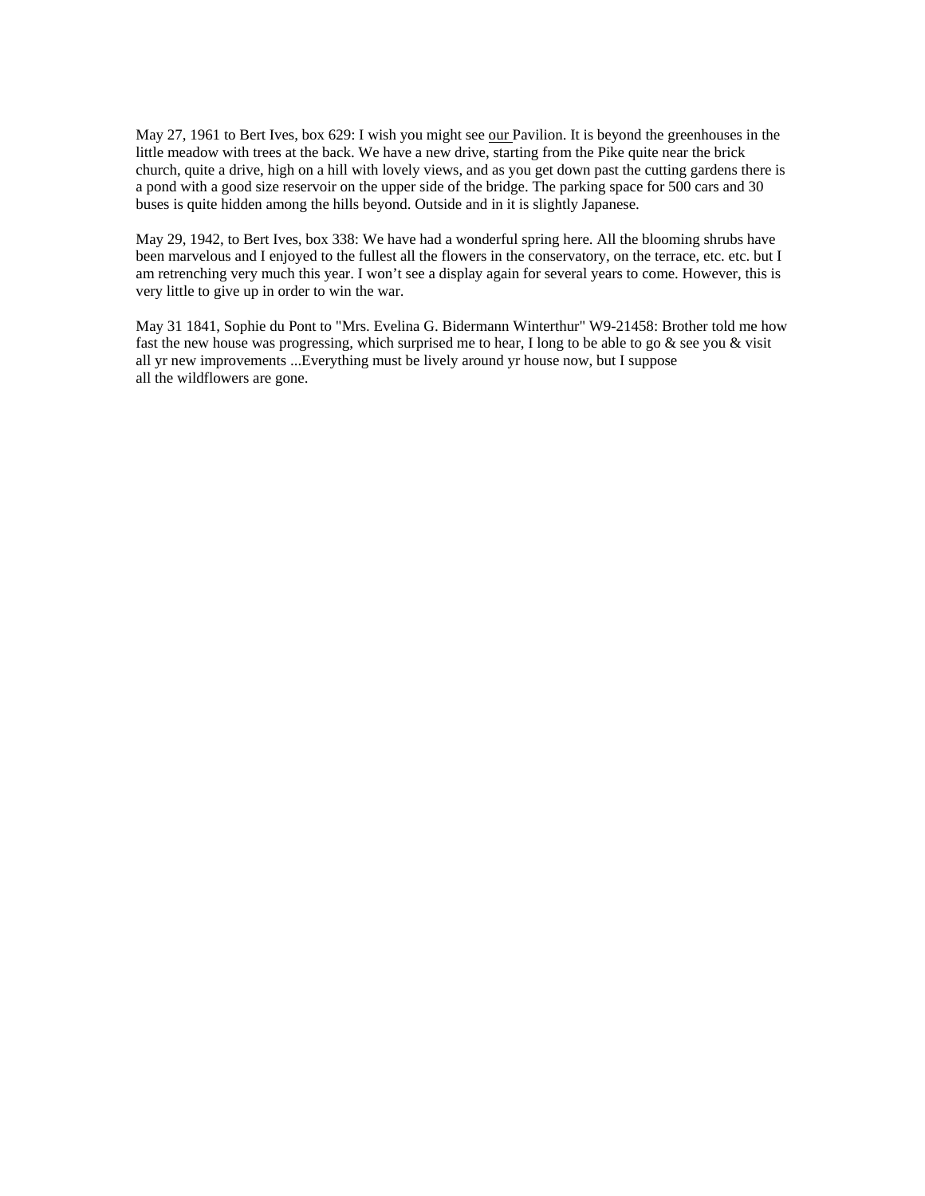May 27, 1961 to Bert Ives, box 629: I wish you might see <u>our</u> Pavilion. It is beyond the greenhouses in the little meadow with trees at the back. We have a new drive, starting from the Pike quite near the brick church, quite a drive, high on a hill with lovely views, and as you get down past the cutting gardens there is a pond with a good size reservoir on the upper side of the bridge. The parking space for 500 cars and 30 buses is quite hidden among the hills beyond. Outside and in it is slightly Japanese.

May 29, 1942, to Bert Ives, box 338: We have had a wonderful spring here. All the blooming shrubs have been marvelous and I enjoyed to the fullest all the flowers in the conservatory, on the terrace, etc. etc. but I am retrenching very much this year. I won't see a display again for several years to come. However, this is very little to give up in order to win the war.

May 31 1841, Sophie du Pont to "Mrs. Evelina G. Bidermann Winterthur" W9-21458: Brother told me how fast the new house was progressing, which surprised me to hear, I long to be able to go & see you & visit all yr new improvements ...Everything must be lively around yr house now, but I suppose all the wildflowers are gone.